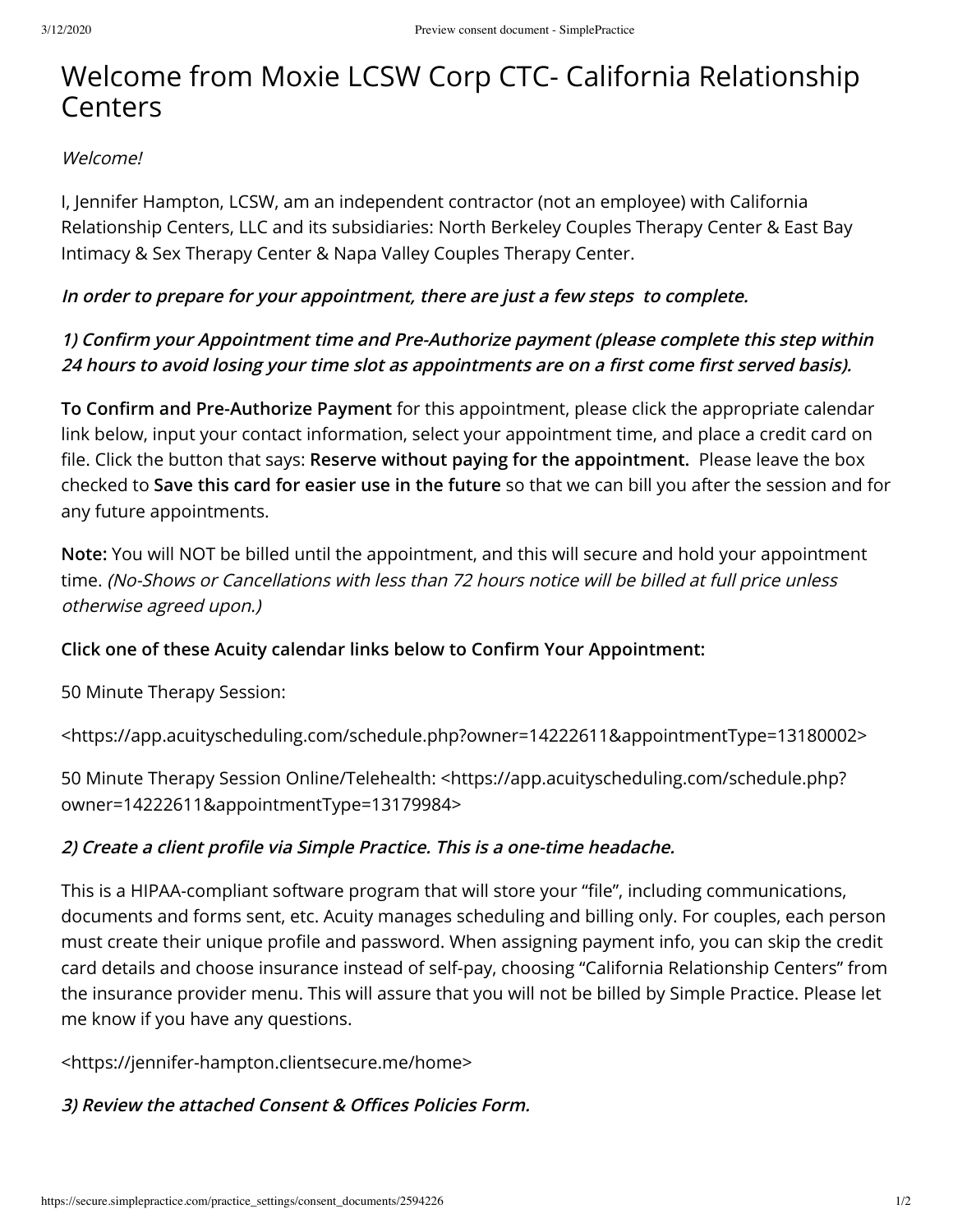# Welcome from Moxie LCSW Corp CTC- California Relationship Centers

*Welcome!*

I, Jennifer Hampton, LCSW, am an independent contractor (not an employee) with California Relationship Centers, LLC and its subsidiaries: North Berkeley Couples Therapy Center & East Bay Intimacy & Sex Therapy Center & Napa Valley Couples Therapy Center.

***In order to prepare for your appointment, there are just a few steps to complete.***

***1) Confirm your Appointment time and Pre-Authorize payment (please complete this step within 24 hours to avoid losing your time slot as appointments are on a first come first served basis).***

**To Confirm and Pre-Authorize Payment** for this appointment, please click the appropriate calendar link below, input your contact information, select your appointment time, and place a credit card on file. Click the button that says: **Reserve without paying for the appointment.** Please leave the box checked to **Save this card for easier use in the future** so that we can bill you after the session and for any future appointments.

**Note:** You will NOT be billed until the appointment, and this will secure and hold your appointment time. *(No-Shows or Cancellations with less than 72 hours notice will be billed at full price unless otherwise agreed upon.)*

**Click one of these Acuity calendar links below to Confirm Your Appointment:**

50 Minute Therapy Session:

<https://app.acuityscheduling.com/schedule.php?owner=14222611&appointmentType=13180002>

50 Minute Therapy Session Online/Telehealth: <https://app.acuityscheduling.com/schedule.php?owner=14222611&appointmentType=13179984>

***2) Create a client profile via Simple Practice. This is a one-time headache.***

This is a HIPAA-compliant software program that will store your "file", including communications, documents and forms sent, etc. Acuity manages scheduling and billing only. For couples, each person must create their unique profile and password. When assigning payment info, you can skip the credit card details and choose insurance instead of self-pay, choosing "California Relationship Centers" from the insurance provider menu. This will assure that you will not be billed by Simple Practice. Please let me know if you have any questions.

<https://jennifer-hampton.clientsecure.me/home>

***3) Review the attached Consent & Offices Policies Form.***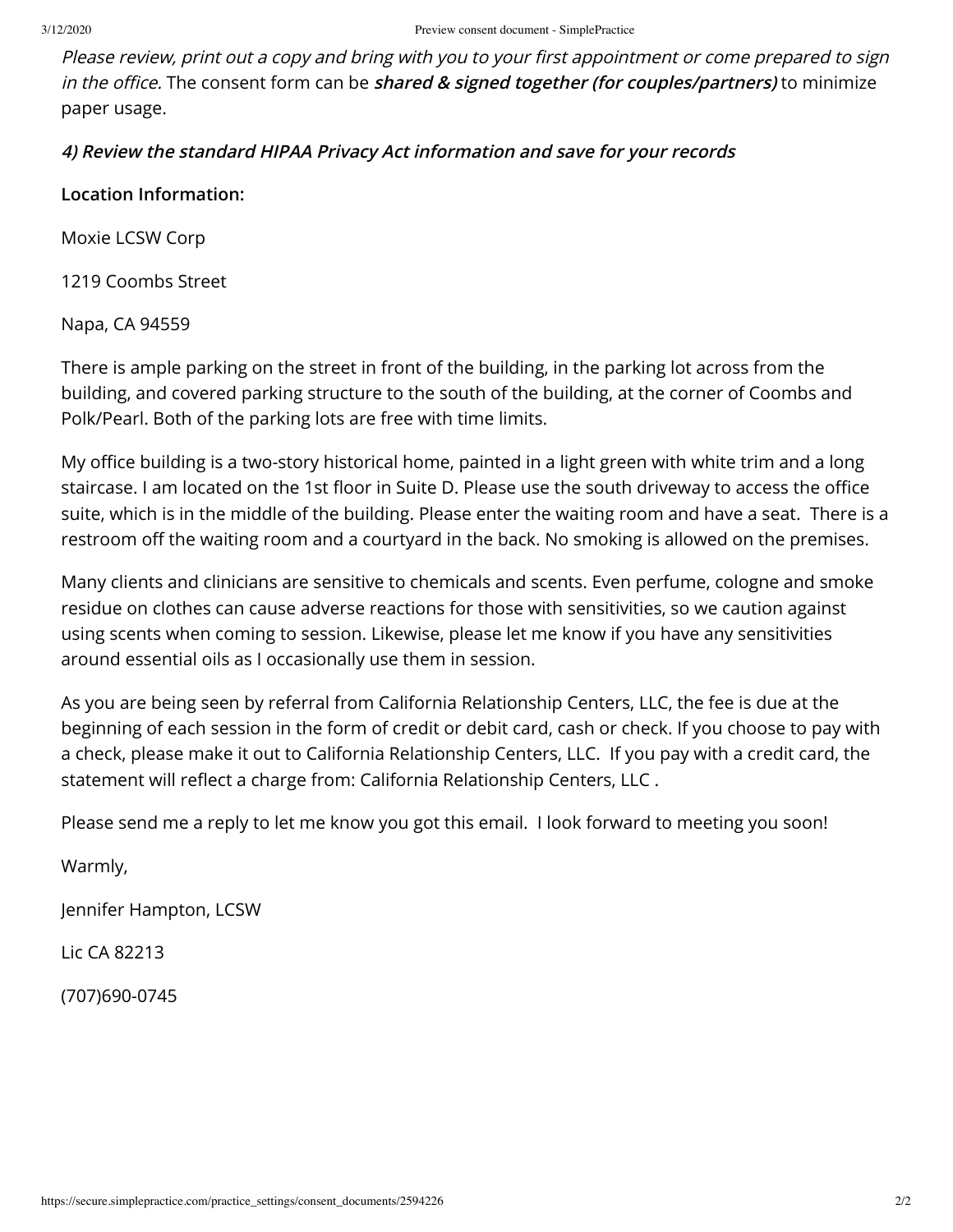*Please review, print out a copy and bring with you to your first appointment or come prepared to sign in the office.* The consent form can be ***shared & signed together (for couples/partners)*** to minimize paper usage.

***4) Review the standard HIPAA Privacy Act information and save for your records***

**Location Information:**

Moxie LCSW Corp

1219 Coombs Street

Napa, CA 94559

There is ample parking on the street in front of the building, in the parking lot across from the building, and covered parking structure to the south of the building, at the corner of Coombs and Polk/Pearl. Both of the parking lots are free with time limits.

My office building is a two-story historical home, painted in a light green with white trim and a long staircase. I am located on the 1st floor in Suite D. Please use the south driveway to access the office suite, which is in the middle of the building. Please enter the waiting room and have a seat. There is a restroom off the waiting room and a courtyard in the back. No smoking is allowed on the premises.

Many clients and clinicians are sensitive to chemicals and scents. Even perfume, cologne and smoke residue on clothes can cause adverse reactions for those with sensitivities, so we caution against using scents when coming to session. Likewise, please let me know if you have any sensitivities around essential oils as I occasionally use them in session.

As you are being seen by referral from California Relationship Centers, LLC, the fee is due at the beginning of each session in the form of credit or debit card, cash or check. If you choose to pay with a check, please make it out to California Relationship Centers, LLC. If you pay with a credit card, the statement will reflect a charge from: California Relationship Centers, LLC .

Please send me a reply to let me know you got this email. I look forward to meeting you soon!

Warmly,

Jennifer Hampton, LCSW

Lic CA 82213

(707)690-0745